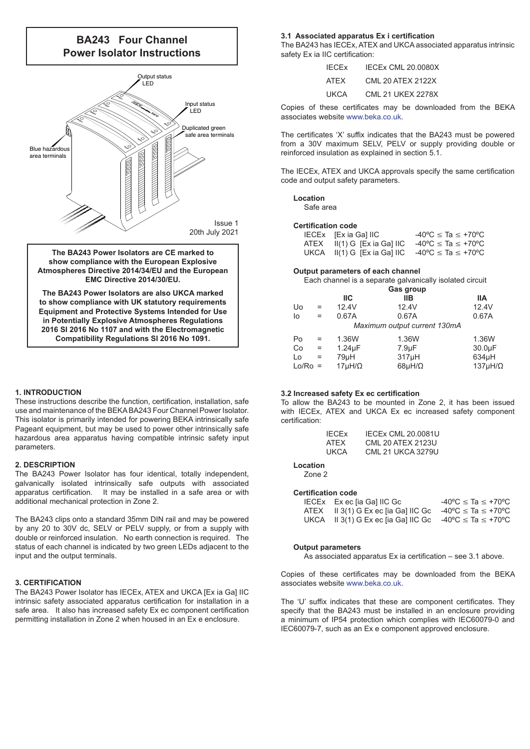# BA243 Four Channel Power Isolator Instructions

Output status LED

Input status LED

Duplicated green safe area terminals

Blue hazardous area terminals

Issue 1
20th July 2021

**The BA243 Power Isolators are CE marked to show compliance with the European Explosive Atmospheres Directive 2014/34/EU and the European EMC Directive 2014/30/EU.**

**The BA243 Power Isolators are also UKCA marked to show compliance with UK statutory requirements Equipment and Protective Systems Intended for Use in Potentially Explosive Atmospheres Regulations 2016 SI 2016 No 1107 and with the Electromagnetic Compatibility Regulations SI 2016 No 1091.**

## 1. INTRODUCTION

These instructions describe the function, certification, installation, safe use and maintenance of the BEKA BA243 Four Channel Power Isolator. This isolator is primarily intended for powering BEKA intrinsically safe Pageant equipment, but may be used to power other intrinsically safe hazardous area apparatus having compatible intrinsic safety input parameters.

## 2. DESCRIPTION

The BA243 Power Isolator has four identical, totally independent, galvanically isolated intrinsically safe outputs with associated apparatus certification. It may be installed in a safe area or with additional mechanical protection in Zone 2.

The BA243 clips onto a standard 35mm DIN rail and may be powered by any 20 to 30V dc, SELV or PELV supply, or from a supply with double or reinforced insulation. No earth connection is required. The status of each channel is indicated by two green LEDs adjacent to the input and the output terminals.

## 3. CERTIFICATION

The BA243 Power Isolator has IECEx, ATEX and UKCA [Ex ia Ga] IIC intrinsic safety associated apparatus certification for installation in a safe area. It also has increased safety Ex ec component certification permitting installation in Zone 2 when housed in an Ex e enclosure.

### 3.1 Associated apparatus Ex i certification

The BA243 has IECEx, ATEX and UKCA associated apparatus intrinsic safety Ex ia IIC certification:

| | |
|---|---|
| IECEx | IECEx CML 20.0080X |
| ATEX | CML 20 ATEX 2122X |
| UKCA | CML 21 UKEX 2278X |

Copies of these certificates may be downloaded from the BEKA associates website www.beka.co.uk.

The certificates 'X' suffix indicates that the BA243 must be powered from a 30V maximum SELV, PELV or supply providing double or reinforced insulation as explained in section 5.1.

The IECEx, ATEX and UKCA approvals specify the same certification code and output safety parameters.

**Location**
Safe area

**Certification code**

| | | |
|---|---|---|
| IECEx | [Ex ia Ga] IIC | -40ºC ≤ Ta ≤ +70ºC |
| ATEX | II(1) G [Ex ia Ga] IIC | -40ºC ≤ Ta ≤ +70ºC |
| UKCA | II(1) G [Ex ia Ga] IIC | -40ºC ≤ Ta ≤ +70ºC |

**Output parameters of each channel**
Each channel is a separate galvanically isolated circuit

| | | Gas group | | |
|---|---|---|---|---|
| | | **IIC** | **IIB** | **IIA** |
| Uo | = | 12.4V | 12.4V | 12.4V |
| Io | = | 0.67A | 0.67A | 0.67A |
| | | *Maximum output current 130mA* | | |
| Po | = | 1.36W | 1.36W | 1.36W |
| Co | = | 1.24µF | 7.9µF | 30.0µF |
| Lo | = | 79µH | 317µH | 634µH |
| Lo/Ro | = | 17µH/Ω | 68µH/Ω | 137µH/Ω |

### 3.2 Increased safety Ex ec certification

To allow the BA243 to be mounted in Zone 2, it has been issued with IECEx, ATEX and UKCA Ex ec increased safety component certification:

| | |
|---|---|
| IECEx | IECEx CML 20.0081U |
| ATEX | CML 20 ATEX 2123U |
| UKCA | CML 21 UKCA 3279U |

**Location**
Zone 2

**Certification code**

| | | |
|---|---|---|
| IECEx | Ex ec [ia Ga] IIC Gc | -40ºC ≤ Ta ≤ +70ºC |
| ATEX | II 3(1) G Ex ec [ia Ga] IIC Gc | -40ºC ≤ Ta ≤ +70ºC |
| UKCA | II 3(1) G Ex ec [ia Ga] IIC Gc | -40ºC ≤ Ta ≤ +70ºC |

**Output parameters**
As associated apparatus Ex ia certification – see 3.1 above.

Copies of these certificates may be downloaded from the BEKA associates website www.beka.co.uk.

The 'U' suffix indicates that these are component certificates. They specify that the BA243 must be installed in an enclosure providing a minimum of IP54 protection which complies with IEC60079-0 and IEC60079-7, such as an Ex e component approved enclosure.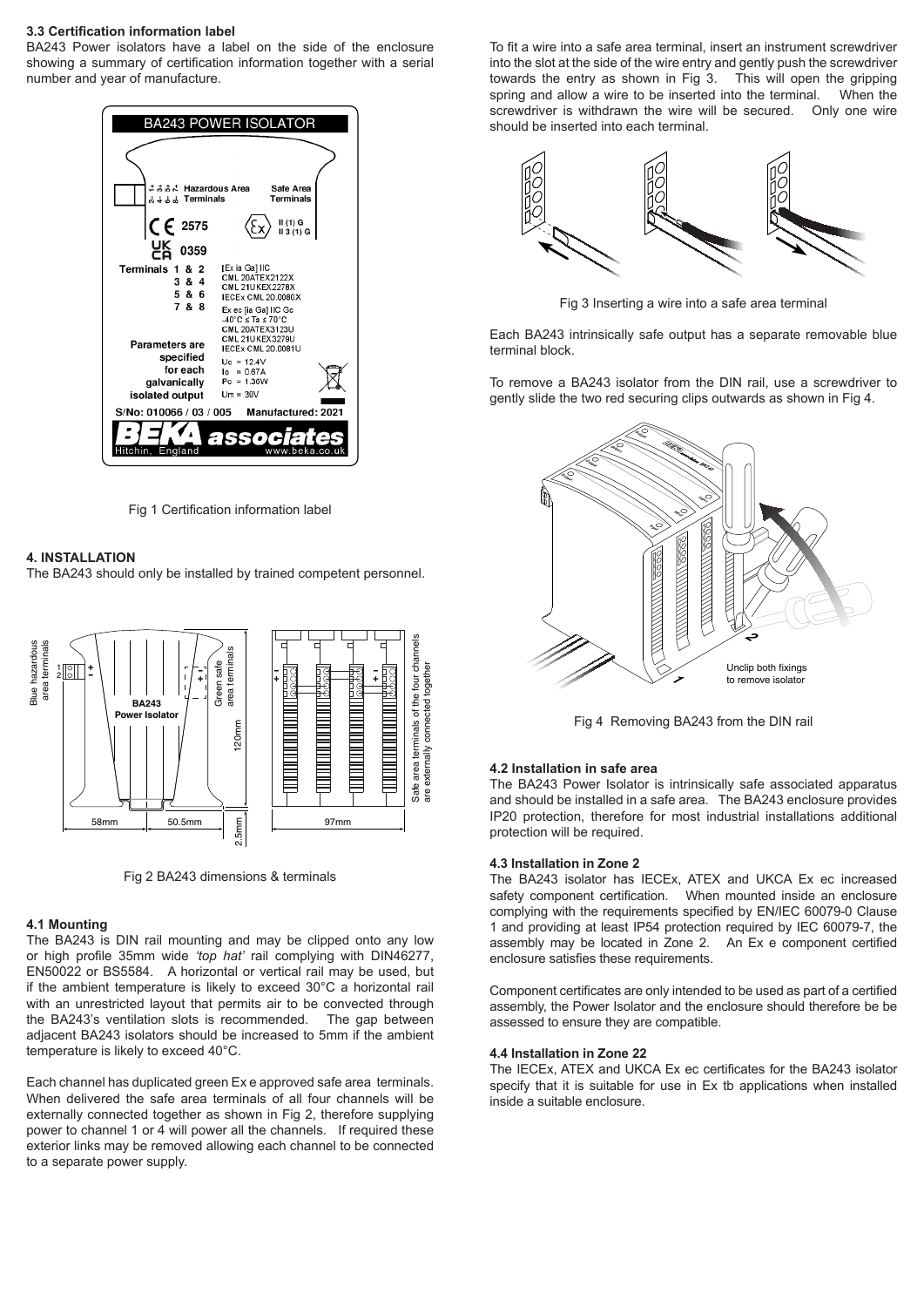### 3.3 Certification information label

BA243 Power isolators have a label on the side of the enclosure showing a summary of certification information together with a serial number and year of manufacture.

Fig 1 Certification information label

## 4. INSTALLATION

The BA243 should only be installed by trained competent personnel.

Fig 2 BA243 dimensions & terminals

### 4.1 Mounting

The BA243 is DIN rail mounting and may be clipped onto any low or high profile 35mm wide *'top hat'* rail complying with DIN46277, EN50022 or BS5584. A horizontal or vertical rail may be used, but if the ambient temperature is likely to exceed 30°C a horizontal rail with an unrestricted layout that permits air to be convected through the BA243's ventilation slots is recommended. The gap between adjacent BA243 isolators should be increased to 5mm if the ambient temperature is likely to exceed 40°C.

Each channel has duplicated green Ex e approved safe area terminals. When delivered the safe area terminals of all four channels will be externally connected together as shown in Fig 2, therefore supplying power to channel 1 or 4 will power all the channels. If required these exterior links may be removed allowing each channel to be connected to a separate power supply.

To fit a wire into a safe area terminal, insert an instrument screwdriver into the slot at the side of the wire entry and gently push the screwdriver towards the entry as shown in Fig 3. This will open the gripping spring and allow a wire to be inserted into the terminal. When the screwdriver is withdrawn the wire will be secured. Only one wire should be inserted into each terminal.

Fig 3 Inserting a wire into a safe area terminal

Each BA243 intrinsically safe output has a separate removable blue terminal block.

To remove a BA243 isolator from the DIN rail, use a screwdriver to gently slide the two red securing clips outwards as shown in Fig 4.

Fig 4 Removing BA243 from the DIN rail

### 4.2 Installation in safe area

The BA243 Power Isolator is intrinsically safe associated apparatus and should be installed in a safe area. The BA243 enclosure provides IP20 protection, therefore for most industrial installations additional protection will be required.

### 4.3 Installation in Zone 2

The BA243 isolator has IECEx, ATEX and UKCA Ex ec increased safety component certification. When mounted inside an enclosure complying with the requirements specified by EN/IEC 60079-0 Clause 1 and providing at least IP54 protection required by IEC 60079-7, the assembly may be located in Zone 2. An Ex e component certified enclosure satisfies these requirements.

Component certificates are only intended to be used as part of a certified assembly, the Power Isolator and the enclosure should therefore be be assessed to ensure they are compatible.

### 4.4 Installation in Zone 22

The IECEx, ATEX and UKCA Ex ec certificates for the BA243 isolator specify that it is suitable for use in Ex tb applications when installed inside a suitable enclosure.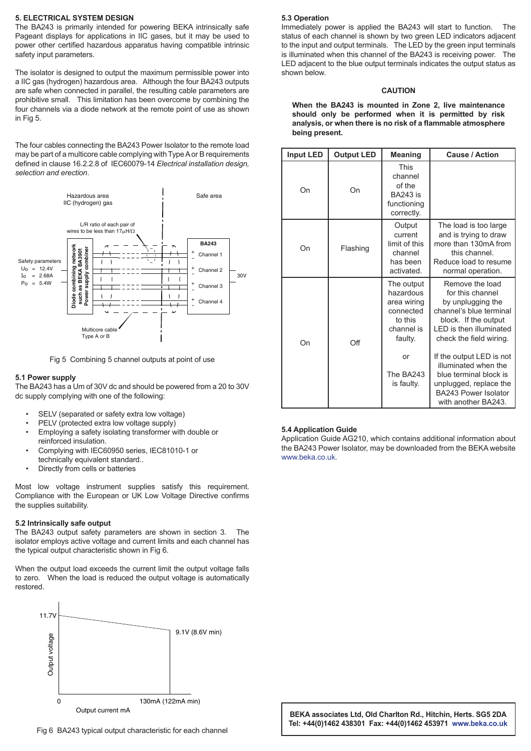## 5. ELECTRICAL SYSTEM DESIGN

The BA243 is primarily intended for powering BEKA intrinsically safe Pageant displays for applications in IIC gases, but it may be used to power other certified hazardous apparatus having compatible intrinsic safety input parameters.

The isolator is designed to output the maximum permissible power into a IIC gas (hydrogen) hazardous area. Although the four BA243 outputs are safe when connected in parallel, the resulting cable parameters are prohibitive small. This limitation has been overcome by combining the four channels via a diode network at the remote point of use as shown in Fig 5.

The four cables connecting the BA243 Power Isolator to the remote load may be part of a multicore cable complying with Type A or B requirements defined in clause 16.2.2.8 of IEC60079-14 *Electrical installation design, selection and erection*.

Hazardous area
IIC (hydrogen) gas
Safe area
L/R ratio of each pair of wires to be less than 17μH/Ω
Safety parameters
$U_o$ = 12.4V
$I_o$ = 2.68A
$P_o$ = 5.4W
Diode combining network such as BEKA BA3901 Power supply combiner
BA243
Channel 1
Channel 2
Channel 3
Channel 4
30V
Multicore cable Type A or B

Fig 5 Combining 5 channel outputs at point of use

### 5.1 Power supply

The BA243 has a Um of 30V dc and should be powered from a 20 to 30V dc supply complying with one of the following:

- SELV (separated or safety extra low voltage)
- PELV (protected extra low voltage supply)
- Employing a safety isolating transformer with double or reinforced insulation.
- Complying with IEC60950 series, IEC81010-1 or technically equivalent standard..
- Directly from cells or batteries

Most low voltage instrument supplies satisfy this requirement. Compliance with the European or UK Low Voltage Directive confirms the supplies suitability.

### 5.2 Intrinsically safe output

The BA243 output safety parameters are shown in section 3. The isolator employs active voltage and current limits and each channel has the typical output characteristic shown in Fig 6.

When the output load exceeds the current limit the output voltage falls to zero. When the load is reduced the output voltage is automatically restored.

11.7V
9.1V (8.6V min)
Output voltage
0
130mA (122mA min)
Output current mA

Fig 6 BA243 typical output characteristic for each channel

### 5.3 Operation

Immediately power is applied the BA243 will start to function. The status of each channel is shown by two green LED indicators adjacent to the input and output terminals. The LED by the green input terminals is illuminated when this channel of the BA243 is receiving power. The LED adjacent to the blue output terminals indicates the output status as shown below.

**CAUTION**

**When the BA243 is mounted in Zone 2, live maintenance should only be performed when it is permitted by risk analysis, or when there is no risk of a flammable atmosphere being present.**

| Input LED | Output LED | Meaning | Cause / Action |
|---|---|---|---|
| On | On | This channel of the BA243 is functioning correctly. | |
| On | Flashing | Output current limit of this channel has been activated. | The load is too large and is trying to draw more than 130mA from this channel. Reduce load to resume normal operation. |
| On | Off | The output hazardous area wiring connected to this channel is faulty. or The BA243 is faulty. | Remove the load for this channel by unplugging the channel's blue terminal block. If the output LED is then illuminated check the field wiring. If the output LED is not illuminated when the blue terminal block is unplugged, replace the BA243 Power Isolator with another BA243. |

### 5.4 Application Guide

Application Guide AG210, which contains additional information about the BA243 Power Isolator, may be downloaded from the BEKA website www.beka.co.uk.

**BEKA associates Ltd, Old Charlton Rd., Hitchin, Herts. SG5 2DA**
**Tel: +44(0)1462 438301 Fax: +44(0)1462 453971 www.beka.co.uk**